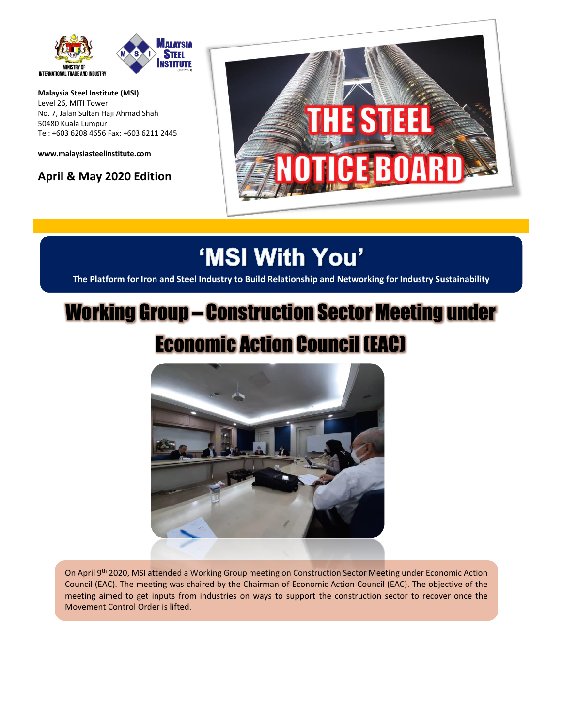MINISTRY OF INTERNATIONAL TRADE AND INDUSTRY

MALAYSIA STEEL INSTITUTE

**Malaysia Steel Institute (MSI)**
Level 26, MITI Tower
No. 7, Jalan Sultan Haji Ahmad Shah
50480 Kuala Lumpur
Tel: +603 6208 4656 Fax: +603 6211 2445

**www.malaysiasteelinstitute.com**

**April & May 2020 Edition**

# THE STEEL NOTICE BOARD

# 'MSI With You'

**The Platform for Iron and Steel Industry to Build Relationship and Networking for Industry Sustainability**

## Working Group – Construction Sector Meeting under Economic Action Council (EAC)

On April 9th 2020, MSI attended a Working Group meeting on Construction Sector Meeting under Economic Action Council (EAC). The meeting was chaired by the Chairman of Economic Action Council (EAC). The objective of the meeting aimed to get inputs from industries on ways to support the construction sector to recover once the Movement Control Order is lifted.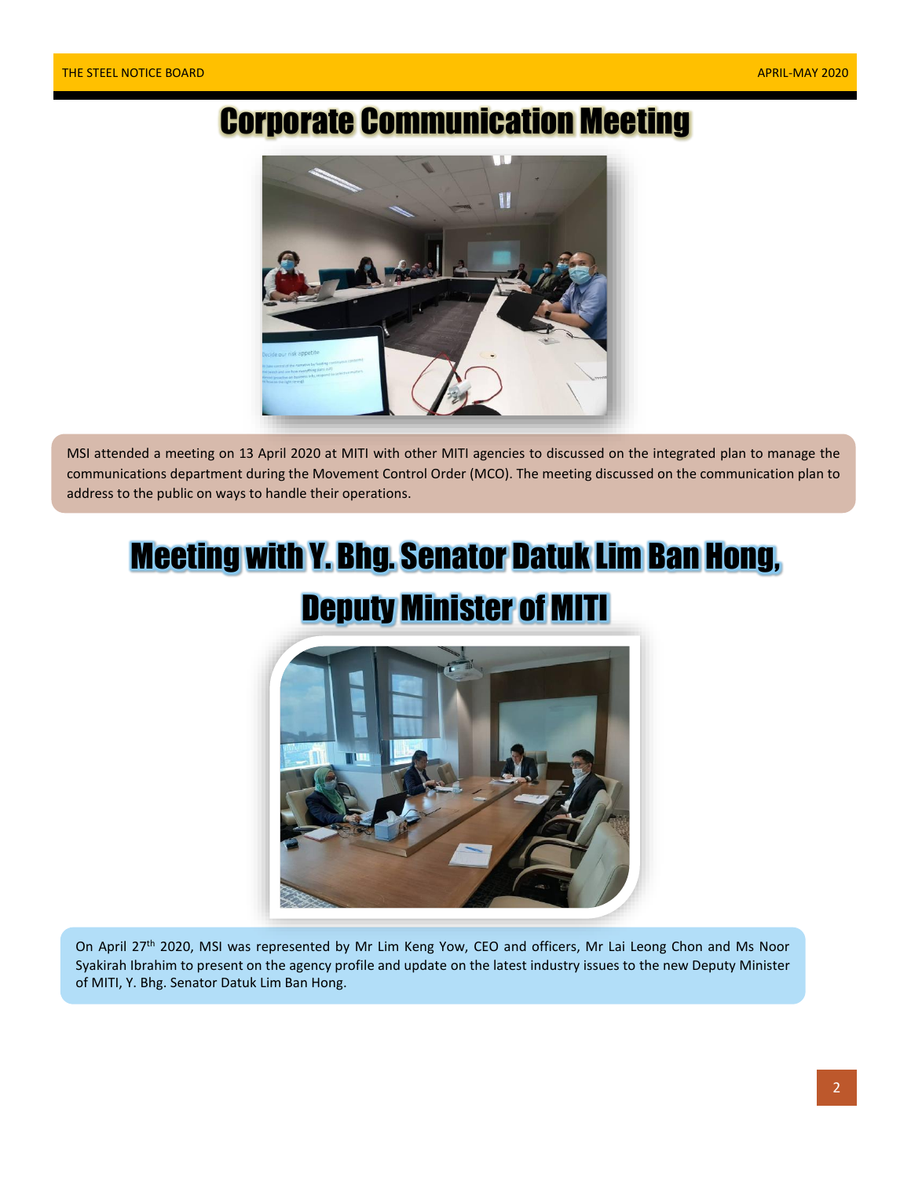# Corporate Communication Meeting

MSI attended a meeting on 13 April 2020 at MITI with other MITI agencies to discussed on the integrated plan to manage the communications department during the Movement Control Order (MCO). The meeting discussed on the communication plan to address to the public on ways to handle their operations.

# Meeting with Y. Bhg. Senator Datuk Lim Ban Hong, Deputy Minister of MITI

On April 27th 2020, MSI was represented by Mr Lim Keng Yow, CEO and officers, Mr Lai Leong Chon and Ms Noor Syakirah Ibrahim to present on the agency profile and update on the latest industry issues to the new Deputy Minister of MITI, Y. Bhg. Senator Datuk Lim Ban Hong.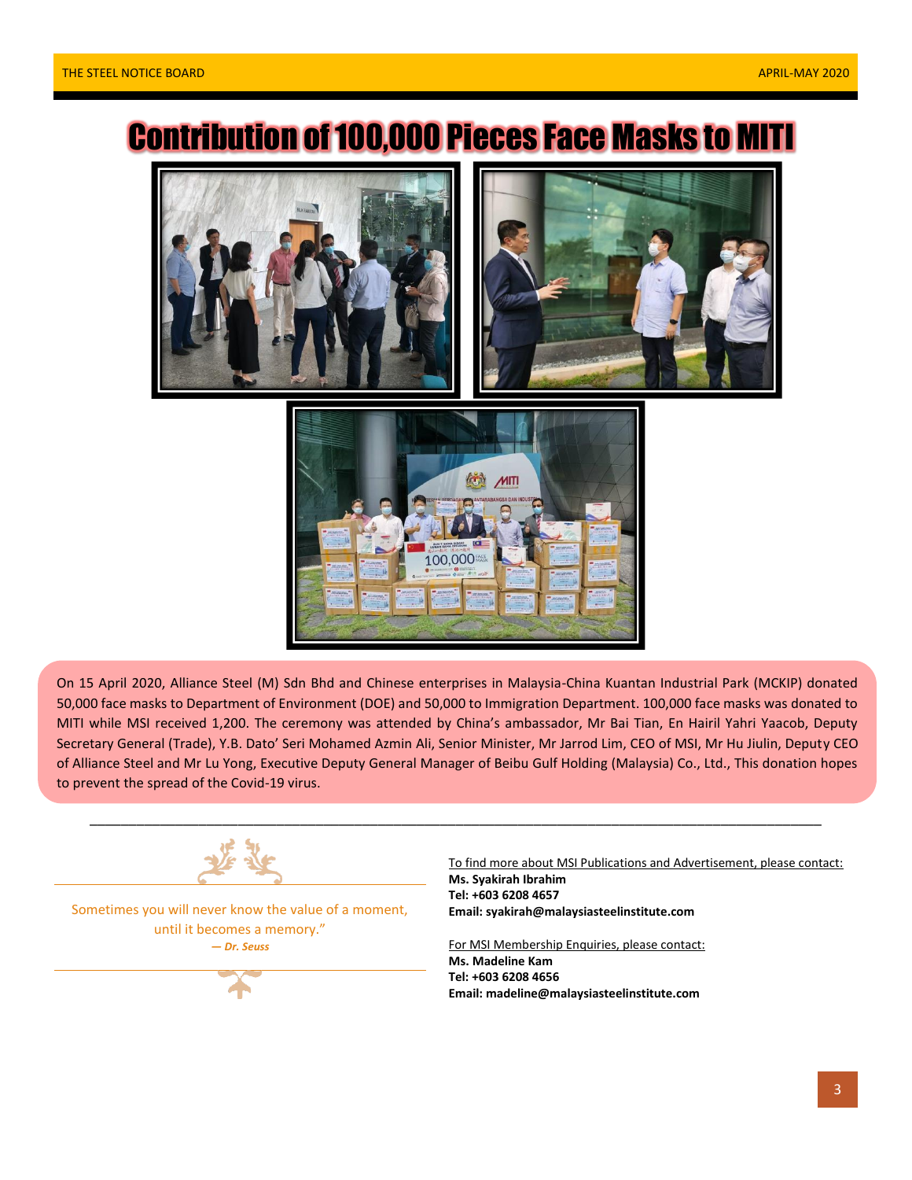# Contribution of 100,000 Pieces Face Masks to MITI

On 15 April 2020, Alliance Steel (M) Sdn Bhd and Chinese enterprises in Malaysia-China Kuantan Industrial Park (MCKIP) donated 50,000 face masks to Department of Environment (DOE) and 50,000 to Immigration Department. 100,000 face masks was donated to MITI while MSI received 1,200. The ceremony was attended by China's ambassador, Mr Bai Tian, En Hairil Yahri Yaacob, Deputy Secretary General (Trade), Y.B. Dato' Seri Mohamed Azmin Ali, Senior Minister, Mr Jarrod Lim, CEO of MSI, Mr Hu Jiulin, Deputy CEO of Alliance Steel and Mr Lu Yong, Executive Deputy General Manager of Beibu Gulf Holding (Malaysia) Co., Ltd., This donation hopes to prevent the spread of the Covid-19 virus.

---

Sometimes you will never know the value of a moment, until it becomes a memory."
*— Dr. Seuss*

To find more about MSI Publications and Advertisement, please contact:
**Ms. Syakirah Ibrahim**
**Tel: +603 6208 4657**
**Email: syakirah@malaysiasteelinstitute.com**

For MSI Membership Enquiries, please contact:
**Ms. Madeline Kam**
**Tel: +603 6208 4656**
**Email: madeline@malaysiasteelinstitute.com**